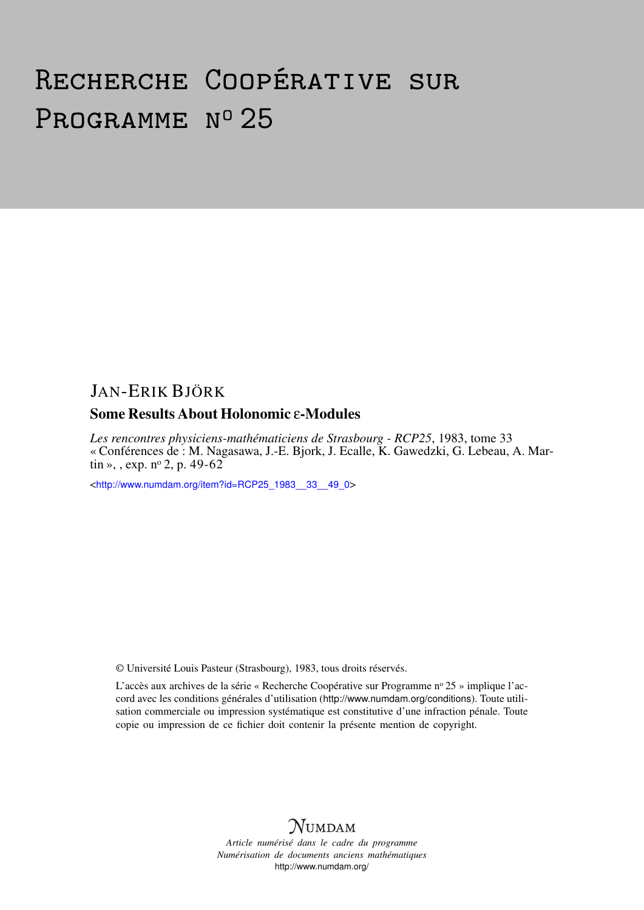# Recherche Coopérative sur Programme n° 25

JAN-ERIK BJÖRK

## Some Results About Holonomic $\varepsilon$-Modules

*Les rencontres physiciens-mathématiciens de Strasbourg - RCP25*, 1983, tome 33 « Conférences de : M. Nagasawa, J.-E. Bjork, J. Ecalle, K. Gawedzki, G. Lebeau, A. Martin », , exp. n° 2, p. 49-62

<http://www.numdam.org/item?id=RCP25_1983__33__49_0>

© Université Louis Pasteur (Strasbourg), 1983, tous droits réservés.

L'accès aux archives de la série « Recherche Coopérative sur Programme n° 25 » implique l'accord avec les conditions générales d'utilisation (http://www.numdam.org/conditions). Toute utilisation commerciale ou impression systématique est constitutive d'une infraction pénale. Toute copie ou impression de ce fichier doit contenir la présente mention de copyright.

NUMDAM

*Article numérisé dans le cadre du programme Numérisation de documents anciens mathématiques*
http://www.numdam.org/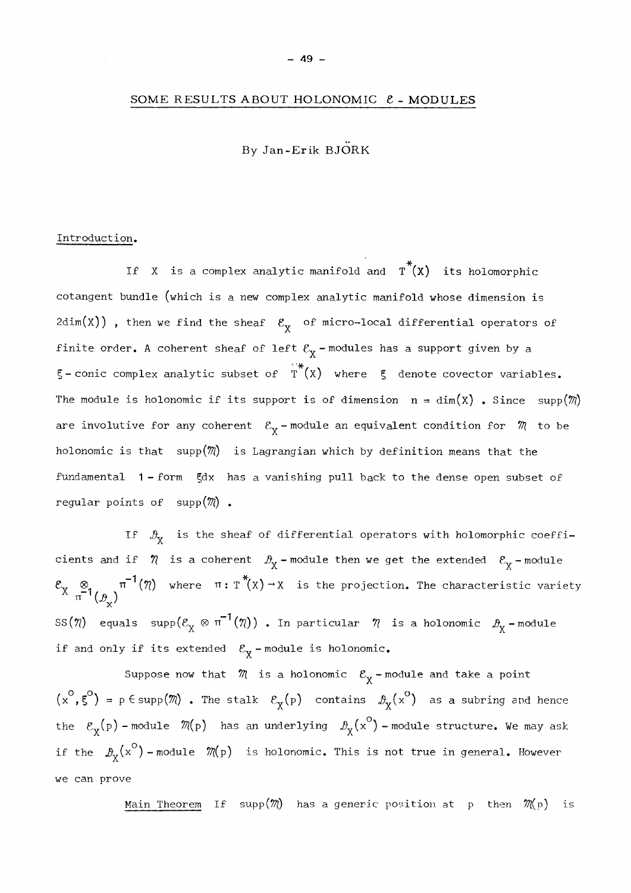# SOME RESULTS ABOUT HOLONOMIC $\mathcal{E}$ - MODULES

By Jan-Erik BJÖRK

## Introduction.

If $X$ is a complex analytic manifold and $T^*(X)$ its holomorphic cotangent bundle (which is a new complex analytic manifold whose dimension is $2\dim(X)$) , then we find the sheaf $\mathcal{E}_X$ of micro-local differential operators of finite order. A coherent sheaf of left $\mathcal{E}_X$ - modules has a support given by a $\xi$ - conic complex analytic subset of $\dot{T}^*(X)$ where $\xi$ denote covector variables. The module is holonomic if its support is of dimension $n = \dim(X)$ . Since $\mathrm{supp}(\mathcal{M})$ are involutive for any coherent $\mathcal{E}_X$ - module an equivalent condition for $\mathcal{M}$ to be holonomic is that $\mathrm{supp}(\mathcal{M})$ is Lagrangian which by definition means that the fundamental 1 - form $\xi dx$ has a vanishing pull back to the dense open subset of regular points of $\mathrm{supp}(\mathcal{M})$ .

If $\mathcal{D}_X$ is the sheaf of differential operators with holomorphic coefficients and if $\mathcal{N}$ is a coherent $\mathcal{D}_X$ - module then we get the extended $\mathcal{E}_X$ - module $\mathcal{E}_X \underset{\pi^{-1}(\mathcal{D}_X)}{\otimes} \pi^{-1}(\mathcal{N})$ where $\pi : T^*(X) \to X$ is the projection. The characteristic variety $SS(\mathcal{N})$ equals $\mathrm{supp}(\mathcal{E}_X \otimes \pi^{-1}(\mathcal{N}))$ . In particular $\mathcal{N}$ is a holonomic $\mathcal{D}_X$ - module if and only if its extended $\mathcal{E}_X$ - module is holonomic.

Suppose now that $\mathcal{M}$ is a holonomic $\mathcal{E}_X$ - module and take a point $(x^o, \xi^o) = p \in \mathrm{supp}(\mathcal{M})$ . The stalk $\mathcal{E}_X(p)$ contains $\mathcal{D}_X(x^o)$ as a subring and hence the $\mathcal{E}_X(p)$ - module $\mathcal{M}(p)$ has an underlying $\mathcal{D}_X(x^o)$ - module structure. We may ask if the $\mathcal{D}_X(x^o)$ - module $\mathcal{M}(p)$ is holonomic. This is not true in general. However we can prove

Main Theorem If $\mathrm{supp}(\mathcal{M})$ has a generic position at $p$ then $\mathcal{M}(p)$ is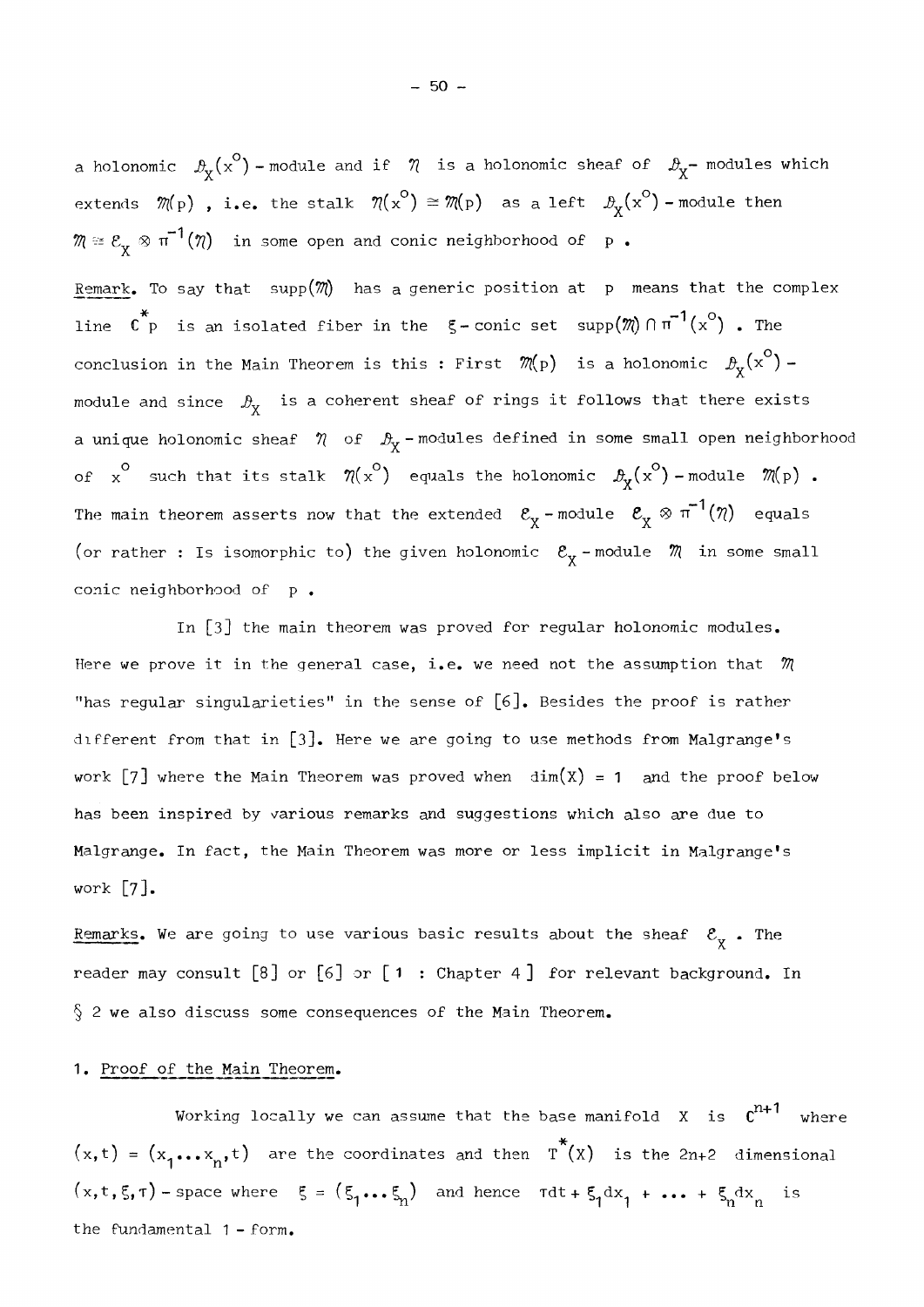a holonomic $\mathcal{D}_X(x^o)$ - module and if $\mathcal{N}$ is a holonomic sheaf of $\mathcal{D}_X$- modules which extends $\mathcal{M}(p)$ , i.e. the stalk $\mathcal{N}(x^o) \cong \mathcal{M}(p)$ as a left $\mathcal{D}_X(x^o)$ - module then $\mathcal{M} \cong \mathcal{E}_X \otimes \pi^{-1}(\mathcal{N})$ in some open and conic neighborhood of p .

Remark. To say that $\text{supp}(\mathcal{M})$ has a generic position at p means that the complex line $\mathbb{C}^* p$ is an isolated fiber in the $\xi$ - conic set $\text{supp}(\mathcal{M}) \cap \pi^{-1}(x^o)$ . The conclusion in the Main Theorem is this : First $\mathcal{M}(p)$ is a holonomic $\mathcal{D}_X(x^o)$ - module and since $\mathcal{D}_X$ is a coherent sheaf of rings it follows that there exists a unique holonomic sheaf $\mathcal{N}$ of $\mathcal{D}_X$ - modules defined in some small open neighborhood of $x^o$ such that its stalk $\mathcal{N}(x^o)$ equals the holonomic $\mathcal{D}_X(x^o)$ - module $\mathcal{M}(p)$ . The main theorem asserts now that the extended $\mathcal{E}_X$ - module $\mathcal{E}_X \otimes \pi^{-1}(\mathcal{N})$ equals (or rather : Is isomorphic to) the given holonomic $\mathcal{E}_X$ - module $\mathcal{M}$ in some small conic neighborhood of p .

In [3] the main theorem was proved for regular holonomic modules. Here we prove it in the general case, i.e. we need not the assumption that $\mathcal{M}$ "has regular singularieties" in the sense of [6]. Besides the proof is rather different from that in [3]. Here we are going to use methods from Malgrange's work [7] where the Main Theorem was proved when $\dim(X) = 1$ and the proof below has been inspired by various remarks and suggestions which also are due to Malgrange. In fact, the Main Theorem was more or less implicit in Malgrange's work [7].

Remarks. We are going to use various basic results about the sheaf $\mathcal{E}_X$ . The reader may consult [8] or [6] or [ 1 : Chapter 4 ] for relevant background. In § 2 we also discuss some consequences of the Main Theorem.

## 1. Proof of the Main Theorem.

Working locally we can assume that the base manifold X is $\mathbb{C}^{n+1}$ where $(x,t) = (x_1 \dots x_n, t)$ are the coordinates and then $T^*(X)$ is the 2n+2 dimensional $(x,t,\xi,\tau)$ - space where $\xi = (\xi_1 \dots \xi_n)$ and hence $\tau dt + \xi_1 dx_1 + \dots + \xi_n dx_n$ is the fundamental 1 - form.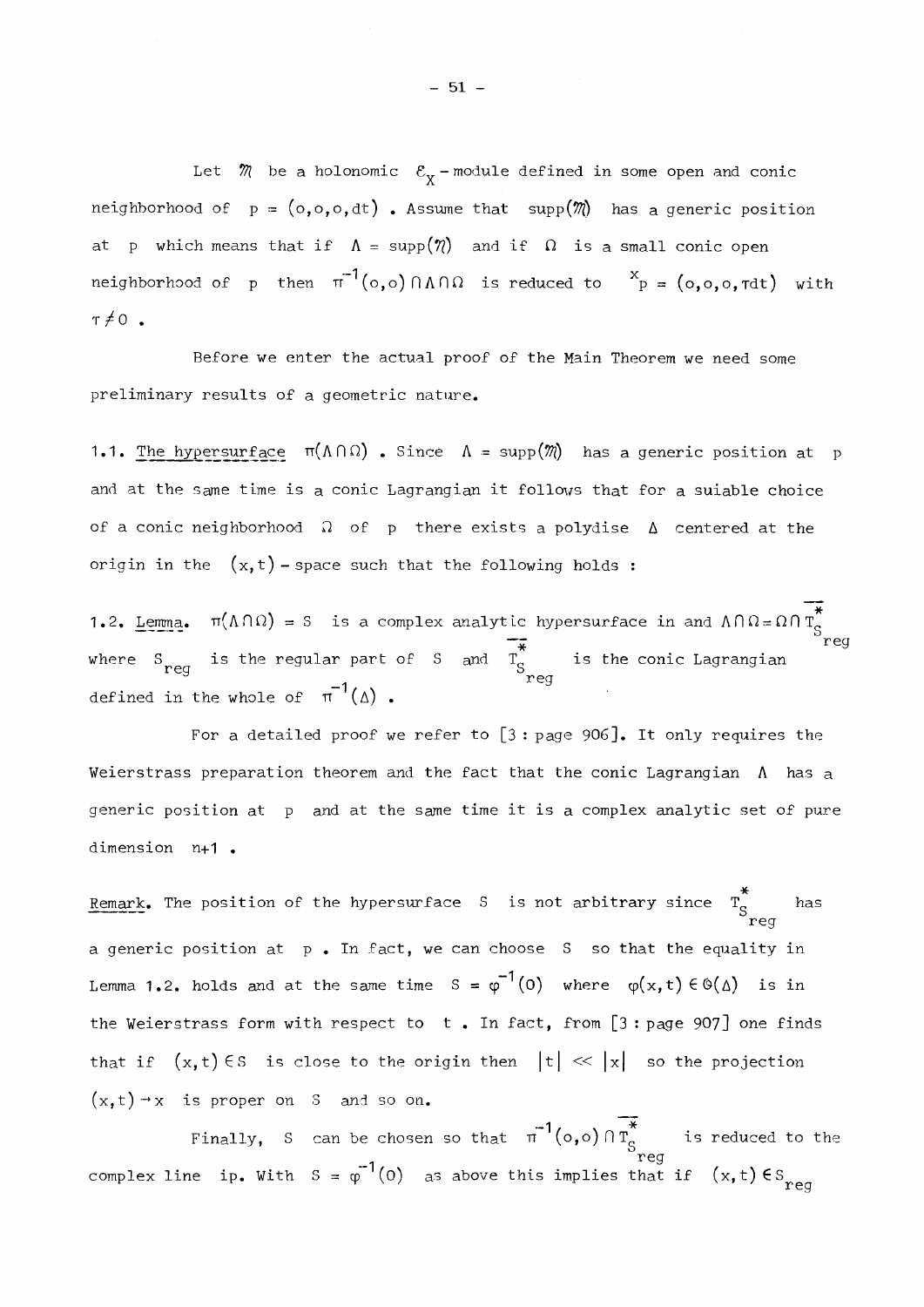Let $\mathcal{M}$ be a holonomic $\mathcal{E}_X$ - module defined in some open and conic neighborhood of $p = (o,o,o,dt)$ . Assume that $\mathrm{supp}(\mathcal{M})$ has a generic position at $p$ which means that if $\Lambda = \mathrm{supp}(\mathcal{M})$ and if $\Omega$ is a small conic open neighborhood of $p$ then $\pi^{-1}(o,o) \cap \Lambda \cap \Omega$ is reduced to ${}^{x}p = (o,o,o,\tau dt)$ with $\tau \neq 0$ .

Before we enter the actual proof of the Main Theorem we need some preliminary results of a geometric nature.

1.1. <u>The hypersurface</u> $\pi(\Lambda \cap \Omega)$ . Since $\Lambda = \mathrm{supp}(\mathcal{M})$ has a generic position at $p$ and at the same time is a conic Lagrangian it follows that for a suiable choice of a conic neighborhood $\Omega$ of $p$ there exists a polydise $\Delta$ centered at the origin in the $(x,t)$ - space such that the following holds :

1.2. <u>Lemma</u>. $\pi(\Lambda \cap \Omega) = S$ is a complex analytic hypersurface in and $\Lambda \cap \Omega = \Omega \cap \overline{T^*_{S_{reg}}}$ where $S_{reg}$ is the regular part of $S$ and $\overline{T^*_{S_{reg}}}$ is the conic Lagrangian defined in the whole of $\pi^{-1}(\Delta)$ .

For a detailed proof we refer to [3 : page 906]. It only requires the Weierstrass preparation theorem and the fact that the conic Lagrangian $\Lambda$ has a generic position at $p$ and at the same time it is a complex analytic set of pure dimension $n+1$ .

<u>Remark</u>. The position of the hypersurface $S$ is not arbitrary since $T^*_{S_{reg}}$ has a generic position at $p$ . In fact, we can choose $S$ so that the equality in Lemma 1.2. holds and at the same time $S = \varphi^{-1}(0)$ where $\varphi(x,t) \in \mathcal{O}(\Delta)$ is in the Weierstrass form with respect to $t$ . In fact, from [3 : page 907] one finds that if $(x,t) \in S$ is close to the origin then $|t| \ll |x|$ so the projection $(x,t) \to x$ is proper on $S$ and so on.

Finally, $S$ can be chosen so that $\pi^{-1}(o,o) \cap \overline{T^*_{S_{reg}}}$ is reduced to the complex line ip. With $S = \varphi^{-1}(0)$ as above this implies that if $(x,t) \in S_{reg}$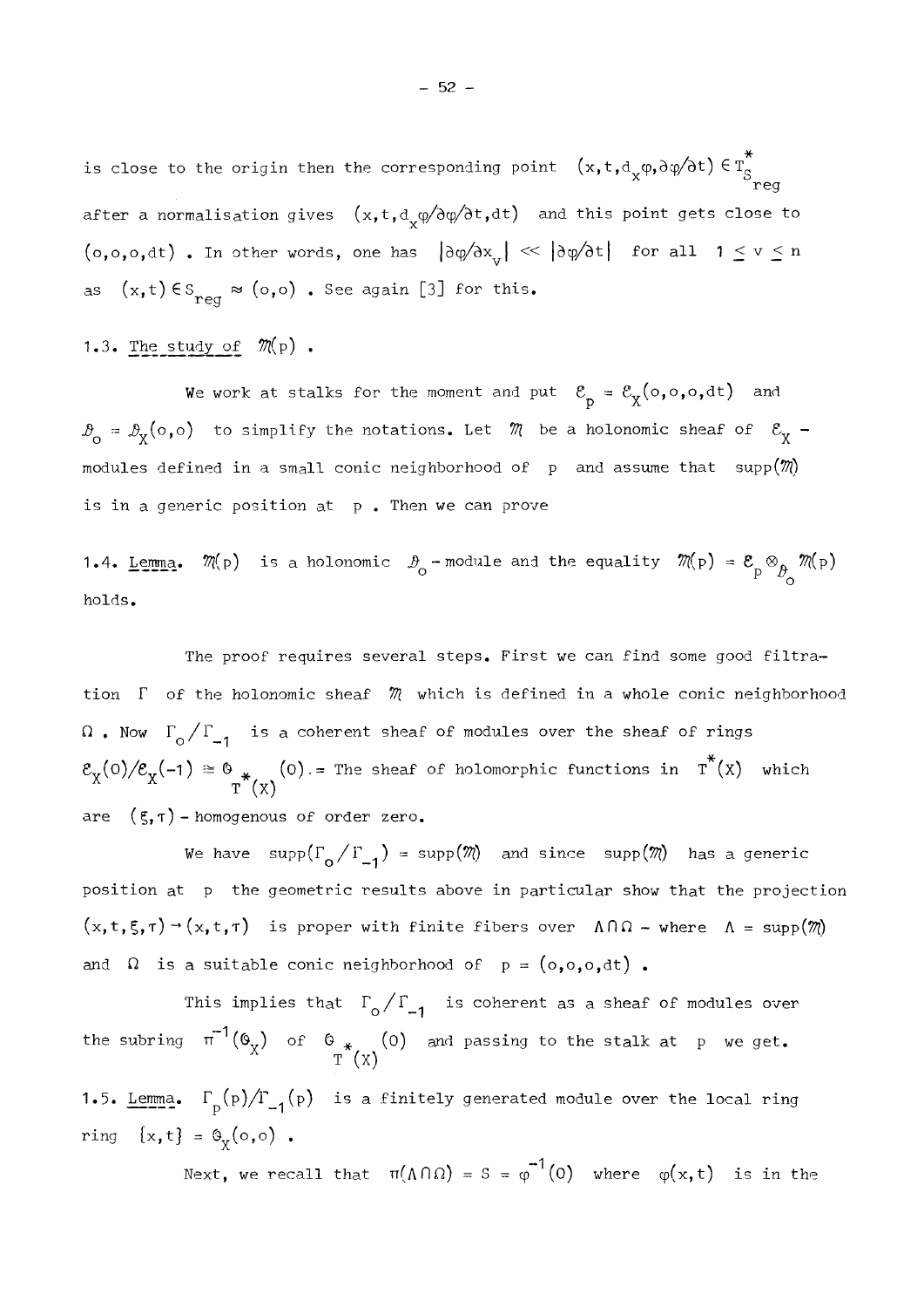is close to the origin then the corresponding point $(x,t,d_x\varphi,\partial\varphi/\partial t) \in T^*_{S_{reg}}$ after a normalisation gives $(x,t,d_x\varphi/\partial\varphi/\partial t,dt)$ and this point gets close to $(o,o,o,dt)$. In other words, one has $|\partial\varphi/\partial x_\nu| \ll |\partial\varphi/\partial t|$ for all $1 \leq \nu \leq n$ as $(x,t) \in S_{reg} \approx (o,o)$. See again [3] for this.

## 1.3. The study of $\mathcal{M}(p)$.

We work at stalks for the moment and put $\mathcal{E}_p = \mathcal{E}_X(o,o,o,dt)$ and $\mathcal{D}_o = \mathcal{D}_X(o,o)$ to simplify the notations. Let $\mathcal{M}$ be a holonomic sheaf of $\mathcal{E}_X$ - modules defined in a small conic neighborhood of $p$ and assume that $\text{supp}(\mathcal{M})$ is in a generic position at $p$. Then we can prove

**1.4. Lemma.** $\mathcal{M}(p)$ is a holonomic $\mathcal{D}_o$ - module and the equality $\mathcal{M}(p) = \mathcal{E}_p \otimes_{\mathcal{D}_o} \mathcal{M}(p)$ holds.

The proof requires several steps. First we can find some good filtration $\Gamma$ of the holonomic sheaf $\mathcal{M}$ which is defined in a whole conic neighborhood $\Omega$. Now $\Gamma_o/\Gamma_{-1}$ is a coherent sheaf of modules over the sheaf of rings $\mathcal{E}_X(0)/\mathcal{E}_X(-1) \cong \mathcal{O}_{T^*(X)}(0)$. = The sheaf of holomorphic functions in $T^*(X)$ which are $(\xi,\tau)$ - homogenous of order zero.

We have $\text{supp}(\Gamma_o/\Gamma_{-1}) = \text{supp}(\mathcal{M})$ and since $\text{supp}(\mathcal{M})$ has a generic position at $p$ the geometric results above in particular show that the projection $(x,t,\xi,\tau) \to (x,t,\tau)$ is proper with finite fibers over $\Lambda \cap \Omega$ - where $\Lambda = \text{supp}(\mathcal{M})$ and $\Omega$ is a suitable conic neighborhood of $p = (o,o,o,dt)$.

This implies that $\Gamma_o/\Gamma_{-1}$ is coherent as a sheaf of modules over the subring $\pi^{-1}(\mathcal{O}_X)$ of $\mathcal{O}_{T^*(X)}(0)$ and passing to the stalk at $p$ we get.

**1.5. Lemma.** $\Gamma_p(p)/\Gamma_{-1}(p)$ is a finitely generated module over the local ring ring $\{x,t\} = \mathcal{O}_X(o,o)$.

Next, we recall that $\pi(\Lambda \cap \Omega) = S = \varphi^{-1}(0)$ where $\varphi(x,t)$ is in the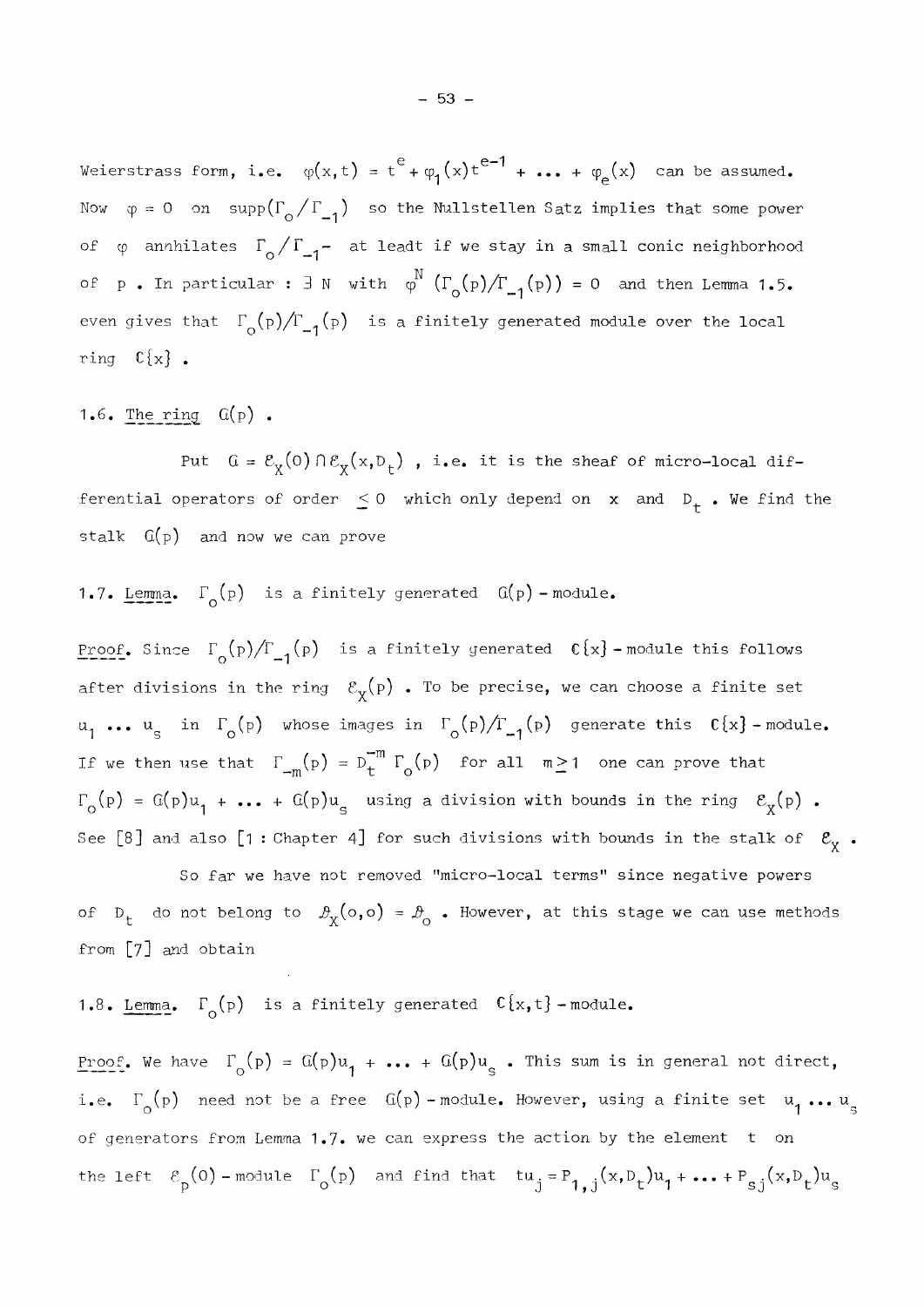Weierstrass form, i.e. $\varphi(x,t) = t^e + \varphi_1(x)t^{e-1} + \ldots + \varphi_e(x)$ can be assumed. Now $\varphi = 0$ on $\operatorname{supp}(\Gamma_o/\Gamma_{-1})$ so the Nullstellen Satz implies that some power of $\varphi$ annhilates $\Gamma_o/\Gamma_{-1}$ - at leadt if we stay in a small conic neighborhood of $p$. In particular : $\exists\, N$ with $\varphi^N\,(\Gamma_o(p)/\Gamma_{-1}(p)) = 0$ and then Lemma 1.5. even gives that $\Gamma_o(p)/\Gamma_{-1}(p)$ is a finitely generated module over the local ring $\mathbb{C}\{x\}$.

## 1.6. The ring $G(p)$.

Put $G = \mathcal{E}_X(0) \cap \mathcal{E}_X(x, D_t)$, i.e. it is the sheaf of micro-local differential operators of order $\leq 0$ which only depend on $x$ and $D_t$. We find the stalk $G(p)$ and now we can prove

**1.7. Lemma.** $\Gamma_o(p)$ is a finitely generated $G(p)$ - module.

*Proof.* Since $\Gamma_o(p)/\Gamma_{-1}(p)$ is a finitely generated $\mathbb{C}\{x\}$ - module this follows after divisions in the ring $\mathcal{E}_X(p)$. To be precise, we can choose a finite set $u_1 \ldots u_s$ in $\Gamma_o(p)$ whose images in $\Gamma_o(p)/\Gamma_{-1}(p)$ generate this $\mathbb{C}\{x\}$ - module. If we then use that $\Gamma_{-m}(p) = D_t^{-m}\,\Gamma_o(p)$ for all $m \geq 1$ one can prove that $\Gamma_o(p) = G(p)u_1 + \ldots + G(p)u_s$ using a division with bounds in the ring $\mathcal{E}_X(p)$. See [8] and also [1 : Chapter 4] for such divisions with bounds in the stalk of $\mathcal{E}_X$.

So far we have not removed "micro-local terms" since negative powers of $D_t$ do not belong to $\mathcal{D}_X(o,o) = \mathcal{D}_o$. However, at this stage we can use methods from [7] and obtain

**1.8. Lemma.** $\Gamma_o(p)$ is a finitely generated $\mathbb{C}\{x,t\}$ - module.

*Proof.* We have $\Gamma_o(p) = G(p)u_1 + \ldots + G(p)u_s$. This sum is in general not direct, i.e. $\Gamma_o(p)$ need not be a free $G(p)$ - module. However, using a finite set $u_1 \ldots u_s$ of generators from Lemma 1.7. we can express the action by the element $t$ on the left $\mathcal{E}_p(0)$ - module $\Gamma_o(p)$ and find that $tu_j = P_{1,j}(x,D_t)u_1 + \ldots + P_{sj}(x,D_t)u_s$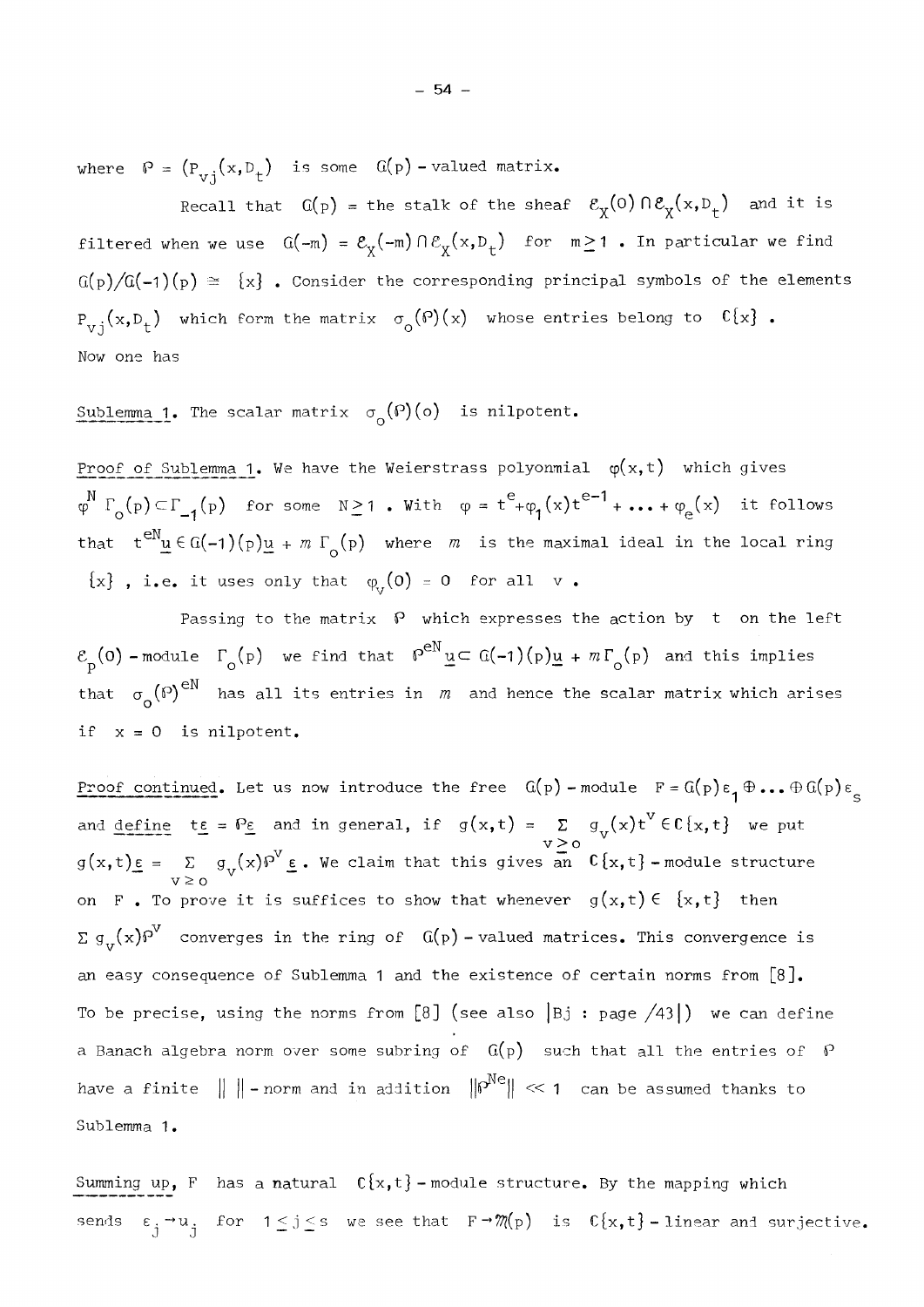where $\mathcal{P} = (P_{\nu j}(x,D_t))$ is some $\mathcal{G}(p)$ - valued matrix.

Recall that $\mathcal{G}(p)$ = the stalk of the sheaf $\mathcal{E}_X(0) \cap \mathcal{E}_X(x,D_t)$ and it is filtered when we use $\mathcal{G}(-m) = \mathcal{E}_X(-m) \cap \mathcal{E}_X(x,D_t)$ for $m \geq 1$. In particular we find $\mathcal{G}(p)/\mathcal{G}(-1)(p) \simeq \{x\}$. Consider the corresponding principal symbols of the elements $P_{\nu j}(x,D_t)$ which form the matrix $\sigma_0(\mathcal{P})(x)$ whose entries belong to $\mathbb{C}\{x\}$. Now one has

<u>Sublemma 1</u>. The scalar matrix $\sigma_0(\mathcal{P})(o)$ is nilpotent.

<u>Proof of Sublemma 1</u>. We have the Weierstrass polyonmial $\varphi(x,t)$ which gives $\varphi^N \Gamma_0(p) \subset \Gamma_{-1}(p)$ for some $N \geq 1$. With $\varphi = t^e + \varphi_1(x)t^{e-1} + \ldots + \varphi_e(x)$ it follows that $t^{eN}\underline{u} \in \mathcal{G}(-1)(p)\underline{u} + m\,\Gamma_0(p)$ where $m$ is the maximal ideal in the local ring $\{x\}$, i.e. it uses only that $\varphi_\nu(0) = 0$ for all $\nu$.

Passing to the matrix $\mathcal{P}$ which expresses the action by $t$ on the left $\mathcal{E}_p(0)$ - module $\Gamma_0(p)$ we find that $\mathcal{P}^{eN}\underline{u} \subset \mathcal{G}(-1)(p)\underline{u} + m\Gamma_0(p)$ and this implies that $\sigma_0(\mathcal{P})^{eN}$ has all its entries in $m$ and hence the scalar matrix which arises if $x = 0$ is nilpotent.

<u>Proof continued</u>. Let us now introduce the free $\mathcal{G}(p)$ - module $F = \mathcal{G}(p)\varepsilon_1 \oplus \ldots \oplus \mathcal{G}(p)\varepsilon_s$ and <u>define</u> $t\underline{\varepsilon} = \mathcal{P}\underline{\varepsilon}$ and in general, if $g(x,t) = \sum_{\nu \geq 0} g_\nu(x)t^\nu \in \mathbb{C}\{x,t\}$ we put $g(x,t)\underline{\varepsilon} = \sum_{\nu \geq 0} g_\nu(x)\mathcal{P}^\nu \underline{\varepsilon}$. We claim that this gives an $\mathbb{C}\{x,t\}$ - module structure on $F$. To prove it is suffices to show that whenever $g(x,t) \in \{x,t\}$ then $\sum g_\nu(x)\mathcal{P}^\nu$ converges in the ring of $\mathcal{G}(p)$ - valued matrices. This convergence is an easy consequence of Sublemma 1 and the existence of certain norms from [8]. To be precise, using the norms from [8] (see also |Bj : page /43|) we can define a Banach algebra norm over some subring of $\mathcal{G}(p)$ such that all the entries of $\mathcal{P}$ have a finite $\| \; \|$ - norm and in addition $\|\mathcal{P}^{Ne}\| \ll 1$ can be assumed thanks to Sublemma 1.

<u>Summing up</u>, $F$ has a natural $\mathbb{C}\{x,t\}$ - module structure. By the mapping which sends $\varepsilon_j \to u_j$ for $1 \leq j \leq s$ we see that $F \to \mathcal{M}(p)$ is $\mathbb{C}\{x,t\}$ - linear and surjective.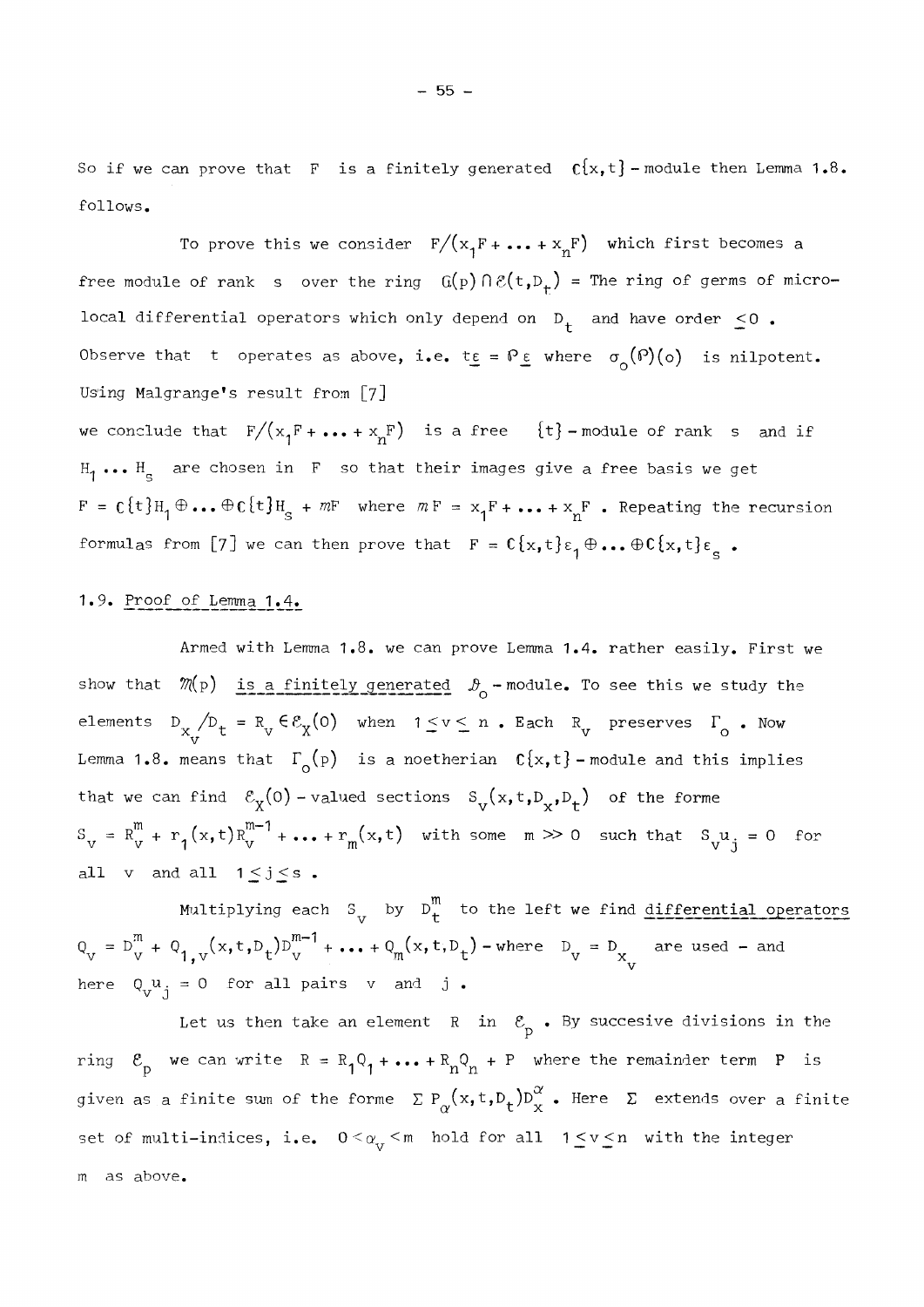So if we can prove that $F$ is a finitely generated $\mathbb{C}\{x,t\}$ - module then Lemma 1.8. follows.

To prove this we consider $F/(x_1F + \dots + x_nF)$ which first becomes a free module of rank $s$ over the ring $G(p) \cap \mathcal{E}(t,D_t)$ = The ring of germs of micro-local differential operators which only depend on $D_t$ and have order $\leq 0$. Observe that $t$ operates as above, i.e. $t\underline{\varepsilon} = P\underline{\varepsilon}$ where $\sigma_o(P)(o)$ is nilpotent. Using Malgrange's result from [7] we conclude that $F/(x_1F + \dots + x_nF)$ is a free $\{t\}$ - module of rank $s$ and if $H_1 \dots H_s$ are chosen in $F$ so that their images give a free basis we get $F = \mathbb{C}\{t\}H_1 \oplus \dots \oplus \mathbb{C}\{t\}H_s + mF$ where $mF = x_1F + \dots + x_nF$. Repeating the recursion formulas from [7] we can then prove that $F = \mathbb{C}\{x,t\}\varepsilon_1 \oplus \dots \oplus \mathbb{C}\{x,t\}\varepsilon_s$.

## 1.9. Proof of Lemma 1.4.

Armed with Lemma 1.8. we can prove Lemma 1.4. rather easily. First we show that $\mathcal{M}(p)$ is a finitely generated $\mathcal{D}_o$ - module. To see this we study the elements $D_{x_v}/D_t = R_v \in \mathcal{E}_X(0)$ when $1 \leq v \leq n$. Each $R_v$ preserves $\Gamma_o$. Now Lemma 1.8. means that $\Gamma_o(p)$ is a noetherian $\mathbb{C}\{x,t\}$ - module and this implies that we can find $\mathcal{E}_X(0)$ - valued sections $S_v(x,t,D_x,D_t)$ of the forme $S_v = R_v^m + r_1(x,t)R_v^{m-1} + \dots + r_m(x,t)$ with some $m \gg 0$ such that $S_v u_j = 0$ for all $v$ and all $1 \leq j \leq s$.

Multiplying each $S_v$ by $D_t^m$ to the left we find differential operators $Q_v = D_v^m + Q_{1,v}(x,t,D_t)D_v^{m-1} + \dots + Q_m(x,t,D_t)$ - where $D_v = D_{x_v}$ are used - and here $Q_v u_j = 0$ for all pairs $v$ and $j$.

Let us then take an element $R$ in $\mathcal{E}_p$. By succesive divisions in the ring $\mathcal{E}_p$ we can write $R = R_1Q_1 + \dots + R_nQ_n + P$ where the remainder term $P$ is given as a finite sum of the forme $\Sigma\, P_\alpha(x,t,D_t)D_x^\alpha$. Here $\Sigma$ extends over a finite set of multi-indices, i.e. $0 < \alpha_v < m$ hold for all $1 \leq v \leq n$ with the integer $m$ as above.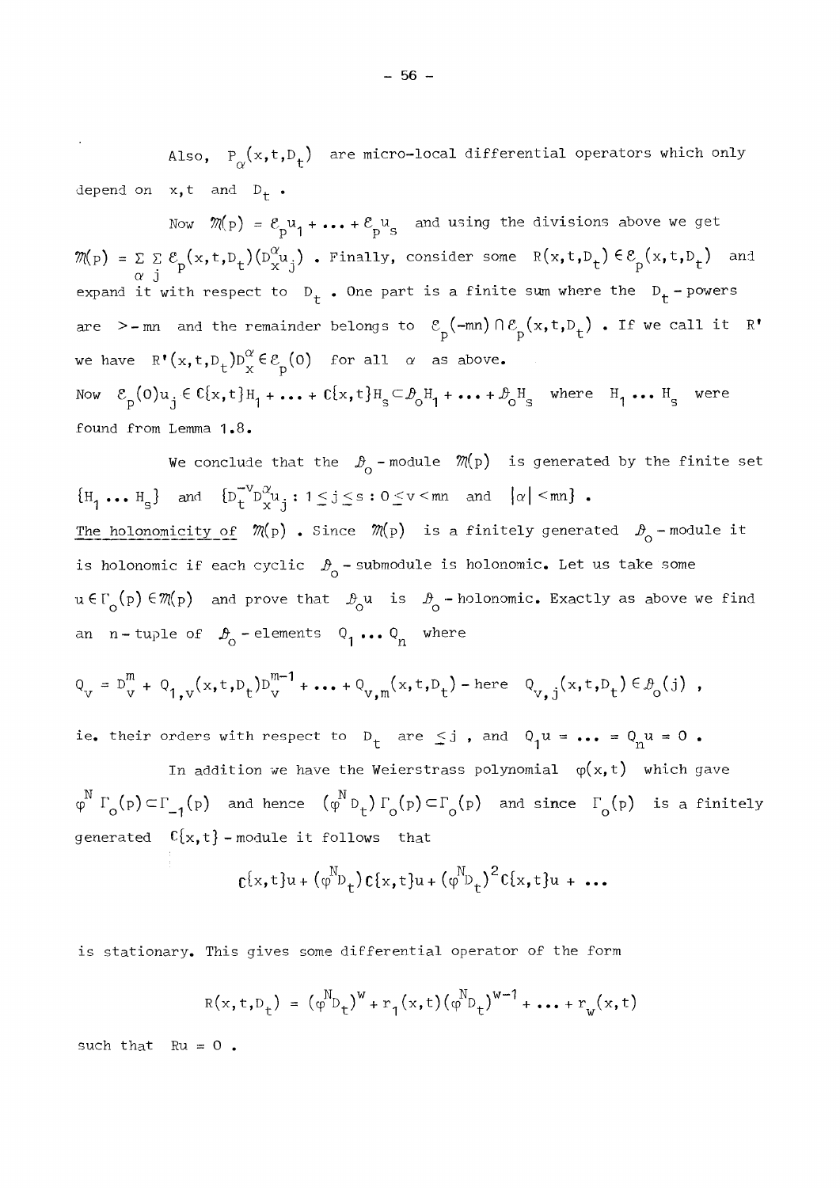Also, $P_\alpha(x,t,D_t)$ are micro-local differential operators which only depend on $x,t$ and $D_t$.

Now $\mathcal{M}(p) = \mathcal{E}_p u_1 + \dots + \mathcal{E}_p u_s$ and using the divisions above we get $\mathcal{M}(p) = \sum_\alpha \sum_j \mathcal{E}_p(x,t,D_t)(D_x^\alpha u_j)$. Finally, consider some $R(x,t,D_t) \in \mathcal{E}_p(x,t,D_t)$ and expand it with respect to $D_t$. One part is a finite sum where the $D_t$-powers are $> -mn$ and the remainder belongs to $\mathcal{E}_p(-mn) \cap \mathcal{E}_p(x,t,D_t)$. If we call it $R'$ we have $R'(x,t,D_t)D_x^\alpha \in \mathcal{E}_p(0)$ for all $\alpha$ as above.

Now $\mathcal{E}_p(0)u_j \in \mathbb{C}\{x,t\}H_1 + \dots + \mathbb{C}\{x,t\}H_s \subset \mathcal{D}_o H_1 + \dots + \mathcal{D}_o H_s$ where $H_1 \dots H_s$ were found from Lemma 1.8.

We conclude that the $\mathcal{D}_o$-module $\mathcal{M}(p)$ is generated by the finite set $\{H_1 \dots H_s\}$ and $\{D_t^{-v} D_x^\alpha u_j : 1 \le j \le s : 0 \le v < mn$ and $|\alpha| < mn\}$.

<u>The holonomicity of</u> $\mathcal{M}(p)$. Since $\mathcal{M}(p)$ is a finitely generated $\mathcal{D}_o$-module it is holonomic if each cyclic $\mathcal{D}_o$-submodule is holonomic. Let us take some $u \in \Gamma_o(p) \in \mathcal{M}(p)$ and prove that $\mathcal{D}_o u$ is $\mathcal{D}_o$-holonomic. Exactly as above we find an $n$-tuple of $\mathcal{D}_o$-elements $Q_1 \dots Q_n$ where

$$Q_v = D_v^m + Q_{1,v}(x,t,D_t)D_v^{m-1} + \dots + Q_{v,m}(x,t,D_t) \text{ - here } Q_{v,j}(x,t,D_t) \in \mathcal{D}_o(j) \, ,$$

ie. their orders with respect to $D_t$ are $\le j$, and $Q_1 u = \dots = Q_n u = 0$.

In addition we have the Weierstrass polynomial $\varphi(x,t)$ which gave $\varphi^N \Gamma_o(p) \subset \Gamma_{-1}(p)$ and hence $(\varphi^N D_t)\Gamma_o(p) \subset \Gamma_o(p)$ and since $\Gamma_o(p)$ is a finitely generated $\mathbb{C}\{x,t\}$-module it follows that

$$\mathbb{C}\{x,t\}u + (\varphi^N D_t)\mathbb{C}\{x,t\}u + (\varphi^N D_t)^2 \mathbb{C}\{x,t\}u + \dots$$

is stationary. This gives some differential operator of the form

$$R(x,t,D_t) = (\varphi^N D_t)^w + r_1(x,t)(\varphi^N D_t)^{w-1} + \dots + r_w(x,t)$$

such that $Ru = 0$.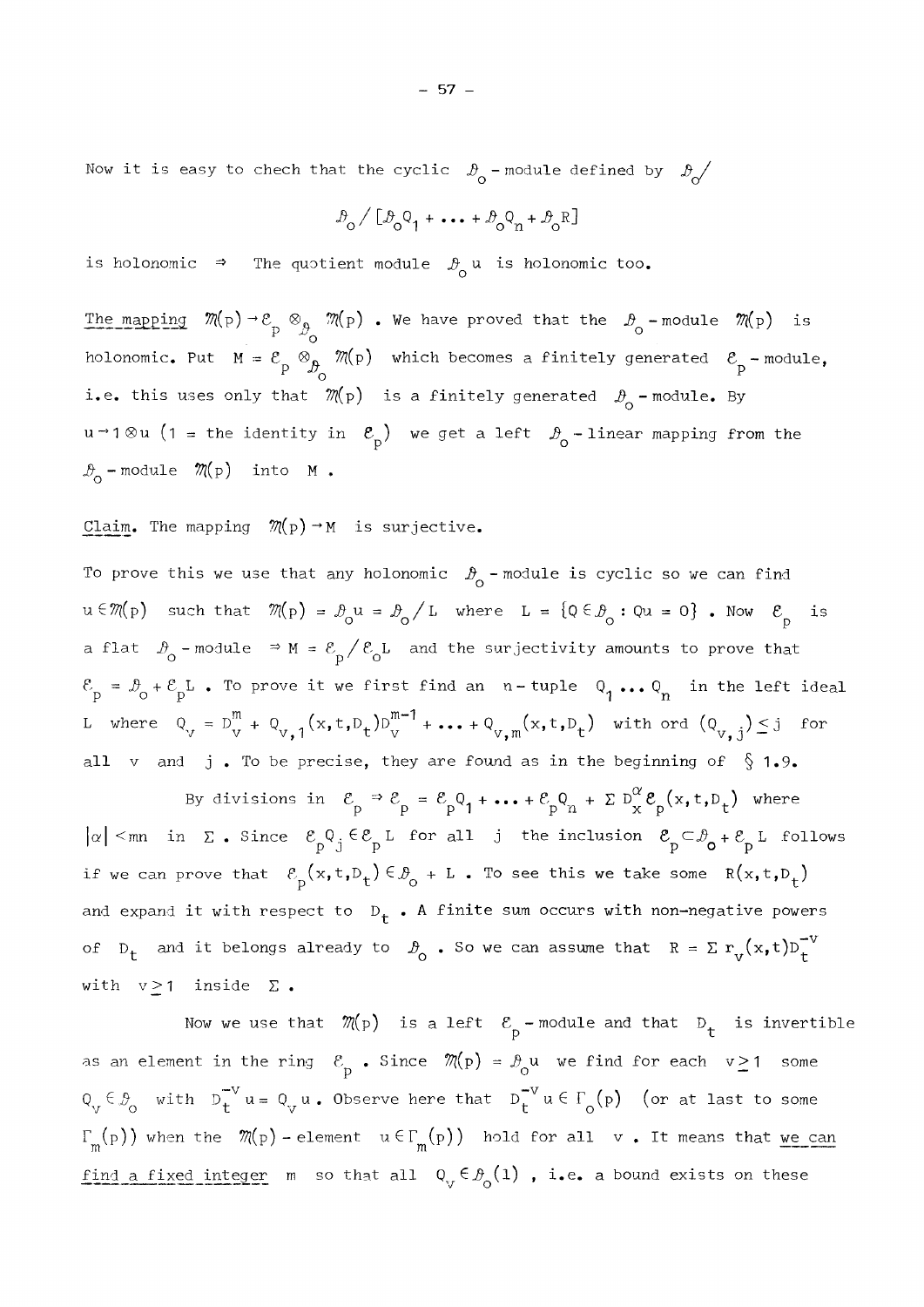Now it is easy to chech that the cyclic $\mathcal{D}_o$ - module defined by $\mathcal{D}_o/$

$$\mathcal{D}_o / [\mathcal{D}_o Q_1 + \dots + \mathcal{D}_o Q_n + \mathcal{D}_o R]$$

is holonomic $\Rightarrow$ The quotient module $\mathcal{D}_o u$ is holonomic too.

<u>The mapping</u> $\mathcal{M}(p) \to \mathcal{E}_p \otimes_{\mathcal{D}_o} \mathcal{M}(p)$ . We have proved that the $\mathcal{D}_o$ - module $\mathcal{M}(p)$ is holonomic. Put $M = \mathcal{E}_p \otimes_{\mathcal{D}_o} \mathcal{M}(p)$ which becomes a finitely generated $\mathcal{E}_p$ - module, i.e. this uses only that $\mathcal{M}(p)$ is a finitely generated $\mathcal{D}_o$ - module. By $u \to 1 \otimes u$ ($1$ = the identity in $\mathcal{E}_p$) we get a left $\mathcal{D}_o$ - linear mapping from the $\mathcal{D}_o$ - module $\mathcal{M}(p)$ into $M$ .

<u>Claim</u>. The mapping $\mathcal{M}(p) \to M$ is surjective.

To prove this we use that any holonomic $\mathcal{D}_o$ - module is cyclic so we can find $u \in \mathcal{M}(p)$ such that $\mathcal{M}(p) = \mathcal{D}_o u = \mathcal{D}_o / L$ where $L = \{Q \in \mathcal{D}_o : Qu = 0\}$ . Now $\mathcal{E}_p$ is a flat $\mathcal{D}_o$ - module $\Rightarrow M = \mathcal{E}_p / \mathcal{E}_o L$ and the surjectivity amounts to prove that $\mathcal{E}_p = \mathcal{D}_o + \mathcal{E}_p L$ . To prove it we first find an $n$ - tuple $Q_1 \dots Q_n$ in the left ideal $L$ where $Q_v = D_v^m + Q_{v,1}(x,t,D_t) D_v^{m-1} + \dots + Q_{v,m}(x,t,D_t)$ with ord $(Q_{v,j}) \leq j$ for all $v$ and $j$ . To be precise, they are found as in the beginning of § 1.9.

By divisions in $\mathcal{E}_p \Rightarrow \mathcal{E}_p = \mathcal{E}_p Q_1 + \dots + \mathcal{E}_p Q_n + \Sigma\, D_x^{\alpha} \mathcal{E}_p(x,t,D_t)$ where $|\alpha| < mn$ in $\Sigma$ . Since $\mathcal{E}_p Q_j \in \mathcal{E}_p L$ for all $j$ the inclusion $\mathcal{E}_p \subset \mathcal{D}_o + \mathcal{E}_p L$ follows if we can prove that $\mathcal{E}_p(x,t,D_t) \in \mathcal{D}_o + L$ . To see this we take some $R(x,t,D_t)$ and expand it with respect to $D_t$ . A finite sum occurs with non-negative powers of $D_t$ and it belongs already to $\mathcal{D}_o$ . So we can assume that $R = \Sigma\, r_v(x,t) D_t^{-v}$ with $v \geq 1$ inside $\Sigma$ .

Now we use that $\mathcal{M}(p)$ is a left $\mathcal{E}_p$ - module and that $D_t$ is invertible as an element in the ring $\mathcal{E}_p$ . Since $\mathcal{M}(p) = \mathcal{D}_o u$ we find for each $v \geq 1$ some $Q_v \in \mathcal{D}_o$ with $D_t^{-v} u = Q_v u$ . Observe here that $D_t^{-v} u \in \Gamma_o(p)$ (or at last to some $\Gamma_m(p)$) when the $\mathcal{M}(p)$ - element $u \in \Gamma_m(p)$) hold for all $v$ . It means that <u>we can find a fixed integer</u> $m$ so that all $Q_v \in \mathcal{D}_o(1)$ , i.e. a bound exists on these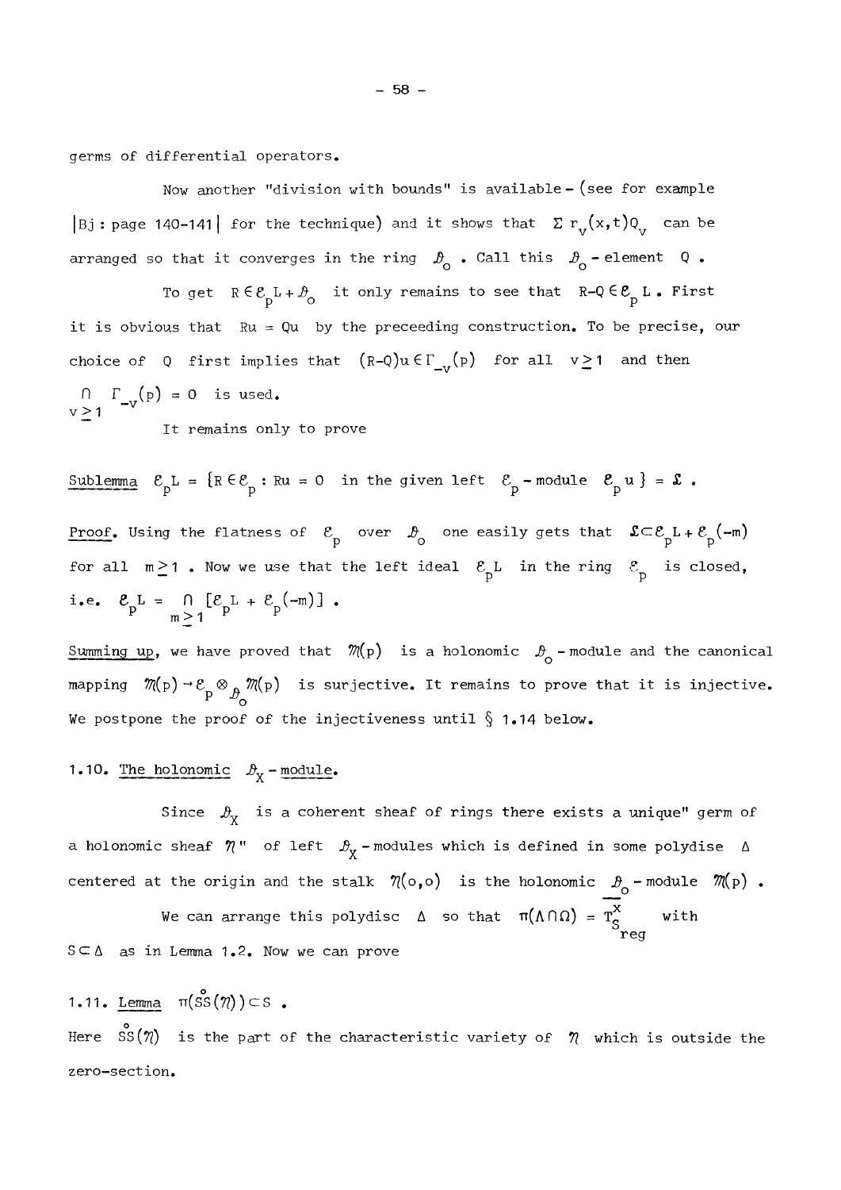germs of differential operators.

Now another "division with bounds" is available - (see for example |Bj : page 140-141| for the technique) and it shows that $\Sigma\, r_v(x,t)Q_v$ can be arranged so that it converges in the ring $\mathcal{D}_o$ . Call this $\mathcal{D}_o$ - element $Q$ .

To get $R \in \mathcal{E}_p L + \mathcal{D}_o$ it only remains to see that $R-Q \in \mathcal{E}_p L$ . First it is obvious that $Ru = Qu$ by the preceeding construction. To be precise, our choice of $Q$ first implies that $(R-Q)u \in \Gamma_{-v}(p)$ for all $v \geq 1$ and then $\bigcap_{v \geq 1} \Gamma_{-v}(p) = 0$ is used.

It remains only to prove

<u>Sublemma</u> $\mathcal{E}_p L = \{R \in \mathcal{E}_p : Ru = 0$ in the given left $\mathcal{E}_p$ - module $\mathcal{E}_p u\} = \mathcal{L}$ .

<u>Proof</u>. Using the flatness of $\mathcal{E}_p$ over $\mathcal{D}_o$ one easily gets that $\mathcal{L} \subset \mathcal{E}_p L + \mathcal{E}_p(-m)$ for all $m \geq 1$ . Now we use that the left ideal $\mathcal{E}_p L$ in the ring $\mathcal{E}_p$ is closed, i.e. $\mathcal{E}_p L = \bigcap_{m \geq 1} [\mathcal{E}_p L + \mathcal{E}_p(-m)]$ .

<u>Summing up</u>, we have proved that $\mathcal{M}(p)$ is a holonomic $\mathcal{D}_o$ - module and the canonical mapping $\mathcal{M}(p) \to \mathcal{E}_p \otimes_{\mathcal{D}_o} \mathcal{M}(p)$ is surjective. It remains to prove that it is injective. We postpone the proof of the injectiveness until § 1.14 below.

## 1.10. <u>The holonomic $\mathcal{D}_X$ - module</u>.

Since $\mathcal{D}_X$ is a coherent sheaf of rings there exists a unique" germ of a holonomic sheaf $\mathcal{N}$" of left $\mathcal{D}_X$ - modules which is defined in some polydise $\Delta$ centered at the origin and the stalk $\mathcal{N}(o,o)$ is the holonomic $\mathcal{D}_o$ - module $\mathcal{M}(p)$ .

We can arrange this polydisc $\Delta$ so that $\pi(\Lambda \cap \Omega) = \overline{T^X_{S_{reg}}}$ with $S \subset \Delta$ as in Lemma 1.2. Now we can prove

## 1.11. <u>Lemma</u> $\pi(\overset{\circ}{SS}(\mathcal{N})) \subset S$ .

Here $\overset{\circ}{SS}(\mathcal{N})$ is the part of the characteristic variety of $\mathcal{N}$ which is outside the zero-section.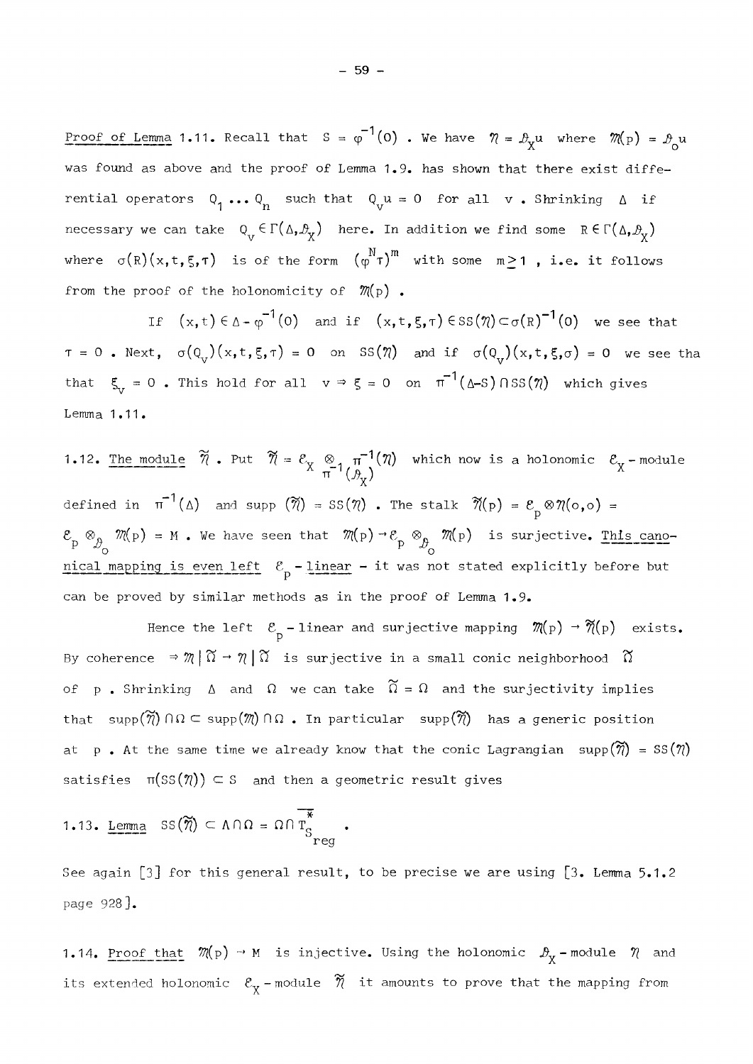Proof of Lemma 1.11. Recall that $S = \varphi^{-1}(0)$ . We have $\mathcal{N} = \mathcal{D}_X u$ where $\mathcal{M}(p) = \mathcal{D}_o u$ was found as above and the proof of Lemma 1.9. has shown that there exist differential operators $Q_1 \dots Q_n$ such that $Q_v u = 0$ for all $v$ . Shrinking $\Delta$ if necessary we can take $Q_v \in \Gamma(\Delta, \mathcal{D}_X)$ here. In addition we find some $R \in \Gamma(\Delta, \mathcal{D}_X)$ where $\sigma(R)(x,t,\xi,\tau)$ is of the form $(\varphi^N \tau)^m$ with some $m \geq 1$ , i.e. it follows from the proof of the holonomicity of $\mathcal{M}(p)$ .

If $(x,t) \in \Delta - \varphi^{-1}(0)$ and if $(x,t,\xi,\tau) \in SS(\mathcal{N}) \subset \sigma(R)^{-1}(0)$ we see that $\tau = 0$ . Next, $\sigma(Q_v)(x,t,\xi,\tau) = 0$ on $SS(\mathcal{N})$ and if $\sigma(Q_v)(x,t,\xi,\sigma) = 0$ we see tha that $\xi_v = 0$ . This hold for all $v \Rightarrow \xi = 0$ on $\pi^{-1}(\Delta - S) \cap SS(\mathcal{N})$ which gives Lemma 1.11.

1.12. The module $\widetilde{\mathcal{N}}$ . Put $\widetilde{\mathcal{N}} = \mathcal{E}_X \otimes_{\pi^{-1}(\mathcal{D}_X)} \pi^{-1}(\mathcal{N})$ which now is a holonomic $\mathcal{E}_X$ - module defined in $\pi^{-1}(\Delta)$ and supp $(\widetilde{\mathcal{N}}) = SS(\mathcal{N})$ . The stalk $\widetilde{\mathcal{N}}(p) = \mathcal{E}_p \otimes \mathcal{N}(o,o) = \mathcal{E}_p \otimes_{\mathcal{D}_o} \mathcal{M}(p) = M$ . We have seen that $\mathcal{M}(p) \to \mathcal{E}_p \otimes_{\mathcal{D}_o} \mathcal{M}(p)$ is surjective. This canonical mapping is even left $\mathcal{E}_p$ - linear - it was not stated explicitly before but can be proved by similar methods as in the proof of Lemma 1.9.

Hence the left $\mathcal{E}_p$ - linear and surjective mapping $\mathcal{M}(p) \to \widetilde{\mathcal{N}}(p)$ exists. By coherence $\Rightarrow \mathcal{M} \mid \widetilde{\Omega} \to \mathcal{N} \mid \widetilde{\Omega}$ is surjective in a small conic neighborhood $\widetilde{\Omega}$ of $p$ . Shrinking $\Delta$ and $\Omega$ we can take $\widetilde{\Omega} = \Omega$ and the surjectivity implies that $\mathrm{supp}(\widetilde{\mathcal{N}}) \cap \Omega \subset \mathrm{supp}(\mathcal{M}) \cap \Omega$ . In particular $\mathrm{supp}(\widetilde{\mathcal{N}})$ has a generic position at $p$ . At the same time we already know that the conic Lagrangian $\mathrm{supp}(\widetilde{\mathcal{N}}) = SS(\mathcal{N})$ satisfies $\pi(SS(\mathcal{N})) \subset S$ and then a geometric result gives

1.13. Lemma $SS(\widetilde{\mathcal{N}}) \subset \Lambda \cap \Omega = \Omega \cap \overline{T^*_{S_{reg}}}$ .

See again [3] for this general result, to be precise we are using [3. Lemma 5.1.2 page 928].

1.14. Proof that $\mathcal{M}(p) \to M$ is injective. Using the holonomic $\mathcal{D}_X$ - module $\mathcal{N}$ and its extended holonomic $\mathcal{E}_X$ - module $\widetilde{\mathcal{N}}$ it amounts to prove that the mapping from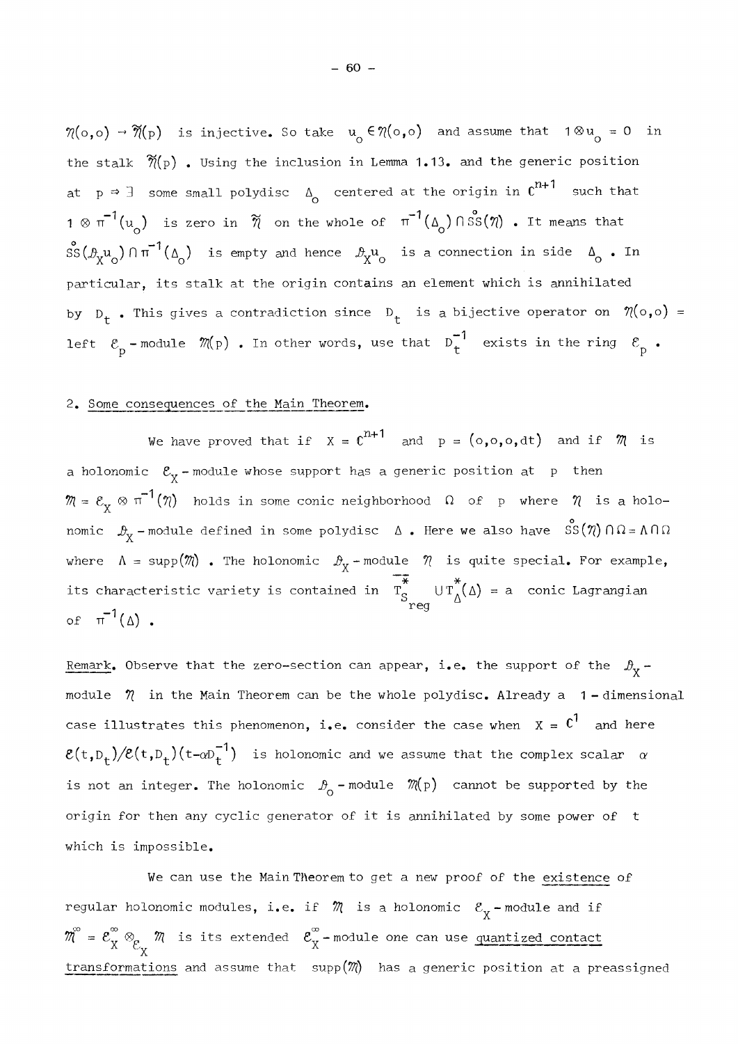$\mathcal{N}(o,o) \to \tilde{\mathcal{N}}(p)$ is injective. So take $u_o \in \mathcal{N}(o,o)$ and assume that $1 \otimes u_o = 0$ in the stalk $\tilde{\mathcal{N}}(p)$. Using the inclusion in Lemma 1.13. and the generic position at $p \Rightarrow \exists$ some small polydisc $\Delta_o$ centered at the origin in $\mathbb{C}^{n+1}$ such that $1 \otimes \pi^{-1}(u_o)$ is zero in $\tilde{\mathcal{N}}$ on the whole of $\pi^{-1}(\Delta_o) \cap \overset{\circ}{SS}(\mathcal{N})$. It means that $\overset{\circ}{SS}(\mathcal{D}_X u_o) \cap \pi^{-1}(\Delta_o)$ is empty and hence $\mathcal{D}_X u_o$ is a connection in side $\Delta_o$. In particular, its stalk at the origin contains an element which is annihilated by $D_t$. This gives a contradiction since $D_t$ is a bijective operator on $\mathcal{N}(o,o) =$ left $\mathcal{E}_p$ - module $\mathcal{M}(p)$. In other words, use that $D_t^{-1}$ exists in the ring $\mathcal{E}_p$.

2. Some consequences of the Main Theorem.

We have proved that if $X = \mathbb{C}^{n+1}$ and $p = (o,o,o,dt)$ and if $\mathcal{M}$ is a holonomic $\mathcal{E}_X$ - module whose support has a generic position at $p$ then $\mathcal{M} = \mathcal{E}_X \otimes \pi^{-1}(\mathcal{N})$ holds in some conic neighborhood $\Omega$ of $p$ where $\mathcal{N}$ is a holonomic $\mathcal{D}_X$ - module defined in some polydisc $\Delta$. Here we also have $\overset{\circ}{SS}(\mathcal{N}) \cap \Omega = \Lambda \cap \Omega$ where $\Lambda = \text{supp}(\mathcal{M})$. The holonomic $\mathcal{D}_X$ - module $\mathcal{N}$ is quite special. For example, its characteristic variety is contained in $\overline{T^*_{S_{reg}}} \cup T^*_\Delta(\Delta) =$ a conic Lagrangian of $\pi^{-1}(\Delta)$.

Remark. Observe that the zero-section can appear, i.e. the support of the $\mathcal{D}_X$ - module $\mathcal{N}$ in the Main Theorem can be the whole polydisc. Already a 1 - dimensional case illustrates this phenomenon, i.e. consider the case when $X = \mathbb{C}^1$ and here $\mathcal{E}(t,D_t)/\mathcal{E}(t,D_t)(t-\alpha D_t^{-1})$ is holonomic and we assume that the complex scalar $\alpha$ is not an integer. The holonomic $\mathcal{D}_o$ - module $\mathcal{M}(p)$ cannot be supported by the origin for then any cyclic generator of it is annihilated by some power of $t$ which is impossible.

We can use the Main Theorem to get a new proof of the existence of regular holonomic modules, i.e. if $\mathcal{M}$ is a holonomic $\mathcal{E}_X$ - module and if $\mathcal{M}^\infty = \mathcal{E}_X^\infty \otimes_{\mathcal{E}_X} \mathcal{M}$ is its extended $\mathcal{E}_X^\infty$ - module one can use quantized contact transformations and assume that $\text{supp}(\mathcal{M})$ has a generic position at a preassigned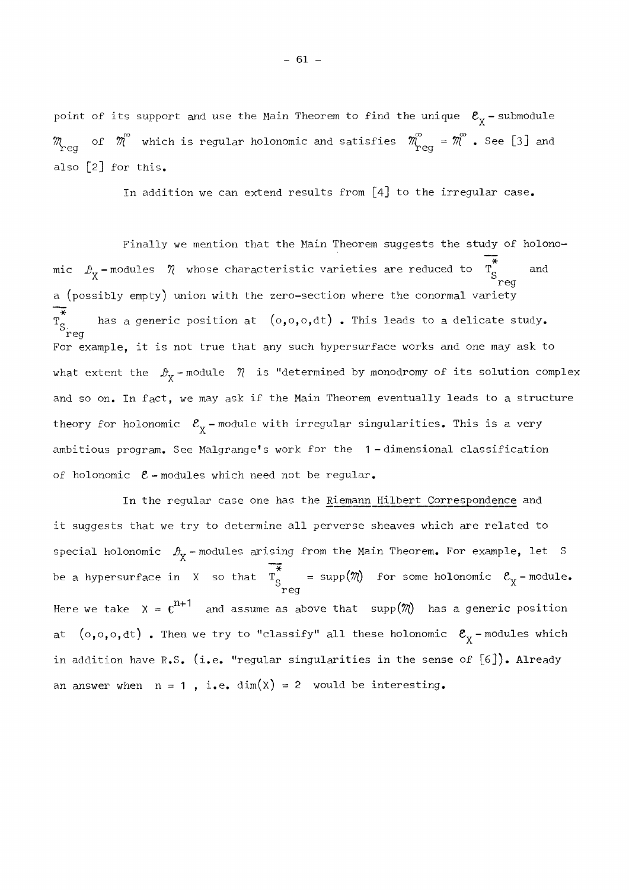point of its support and use the Main Theorem to find the unique $\mathcal{E}_X$ - submodule $\mathcal{M}_{reg}$ of $\mathcal{M}^{\infty}$ which is regular holonomic and satisfies $\mathcal{M}^{\infty}_{reg} = \mathcal{M}^{\infty}$ . See [3] and also [2] for this.

In addition we can extend results from [4] to the irregular case.

Finally we mention that the Main Theorem suggests the study of holonomic $\mathcal{D}_X$ - modules $\mathcal{N}$ whose characteristic varieties are reduced to $\overline{T^*_{S_{reg}}}$ and a (possibly empty) union with the zero-section where the conormal variety $\overline{T^*_{S_{reg}}}$ has a generic position at $(o,o,o,dt)$ . This leads to a delicate study. For example, it is not true that any such hypersurface works and one may ask to what extent the $\mathcal{D}_X$ - module $\mathcal{N}$ is "determined by monodromy of its solution complex and so on. In fact, we may ask if the Main Theorem eventually leads to a structure theory for holonomic $\mathcal{E}_X$ - module with irregular singularities. This is a very ambitious program. See Malgrange's work for the 1 - dimensional classification of holonomic $\mathcal{E}$ - modules which need not be regular.

In the regular case one has the <u>Riemann Hilbert Correspondence</u> and it suggests that we try to determine all perverse sheaves which are related to special holonomic $\mathcal{D}_X$ - modules arising from the Main Theorem. For example, let S be a hypersurface in X so that $\overline{T^*_{S_{reg}}} = \text{supp}(\mathcal{M})$ for some holonomic $\mathcal{E}_X$ - module. Here we take $X = \mathbb{C}^{n+1}$ and assume as above that $\text{supp}(\mathcal{M})$ has a generic position at $(o,o,o,dt)$ . Then we try to "classify" all these holonomic $\mathcal{E}_X$ - modules which in addition have R.S. (i.e. "regular singularities in the sense of [6]). Already an answer when $n = 1$ , i.e. $\dim(X) = 2$ would be interesting.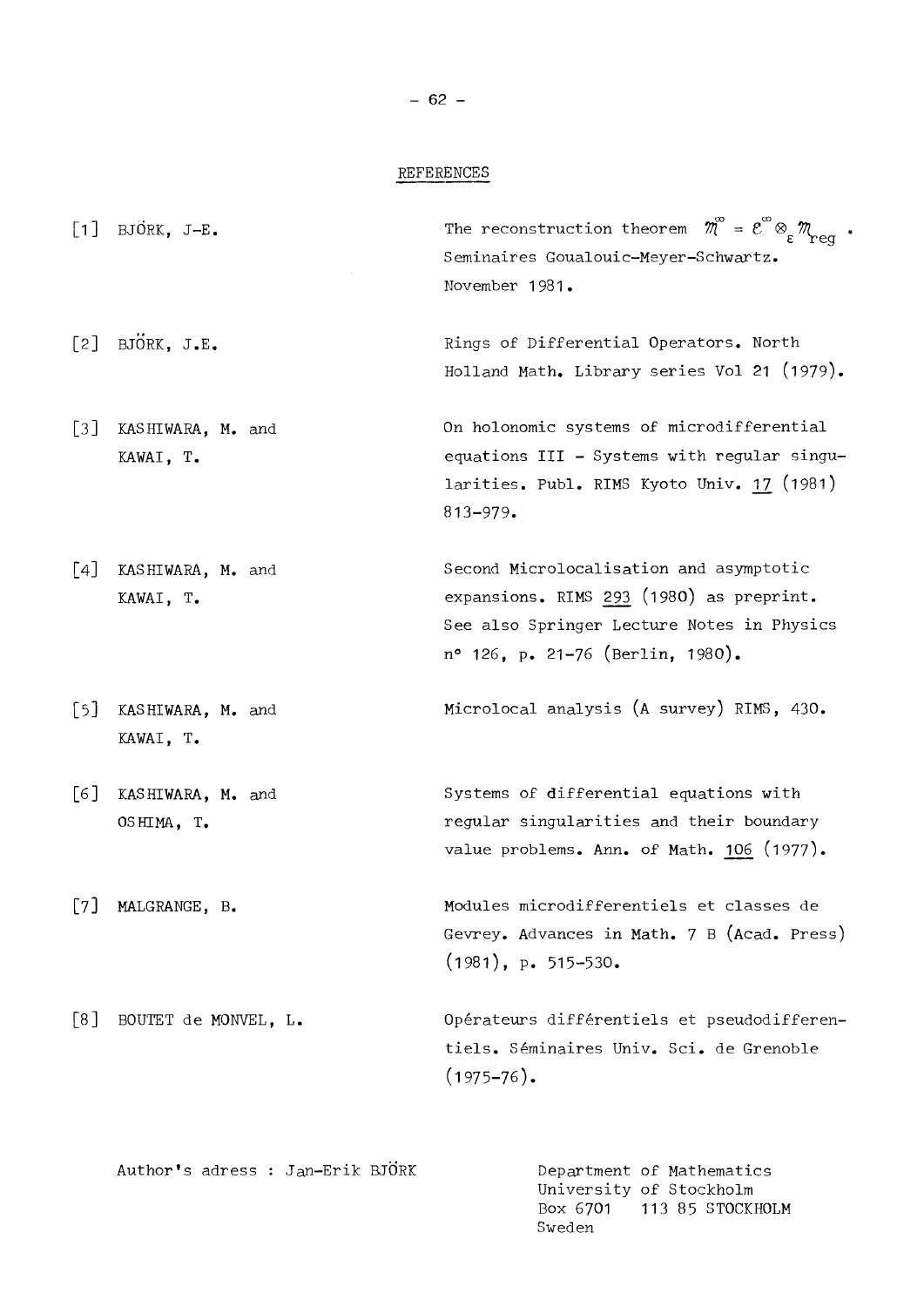## REFERENCES

[1] BJÖRK, J-E. The reconstruction theorem $\mathcal{M}^{\infty} = \mathcal{E}^{\infty} \otimes_{\varepsilon} \mathcal{M}_{\text{reg}}$ . Seminaires Goualouic-Meyer-Schwartz. November 1981.

[2] BJÖRK, J.E. Rings of Differential Operators. North Holland Math. Library series Vol 21 (1979).

[3] KASHIWARA, M. and KAWAI, T. On holonomic systems of microdifferential equations III - Systems with regular singularities. Publ. RIMS Kyoto Univ. 17 (1981) 813-979.

[4] KASHIWARA, M. and KAWAI, T. Second Microlocalisation and asymptotic expansions. RIMS 293 (1980) as preprint. See also Springer Lecture Notes in Physics n° 126, p. 21-76 (Berlin, 1980).

[5] KASHIWARA, M. and KAWAI, T. Microlocal analysis (A survey) RIMS, 430.

[6] KASHIWARA, M. and OSHIMA, T. Systems of differential equations with regular singularities and their boundary value problems. Ann. of Math. 106 (1977).

[7] MALGRANGE, B. Modules microdifferentiels et classes de Gevrey. Advances in Math. 7 B (Acad. Press) (1981), p. 515-530.

[8] BOUTET de MONVEL, L. Opérateurs différentiels et pseudodifferentiels. Séminaires Univ. Sci. de Grenoble (1975-76).

Author's adress : Jan-Erik BJÖRK

Department of Mathematics
University of Stockholm
Box 6701 113 85 STOCKHOLM
Sweden